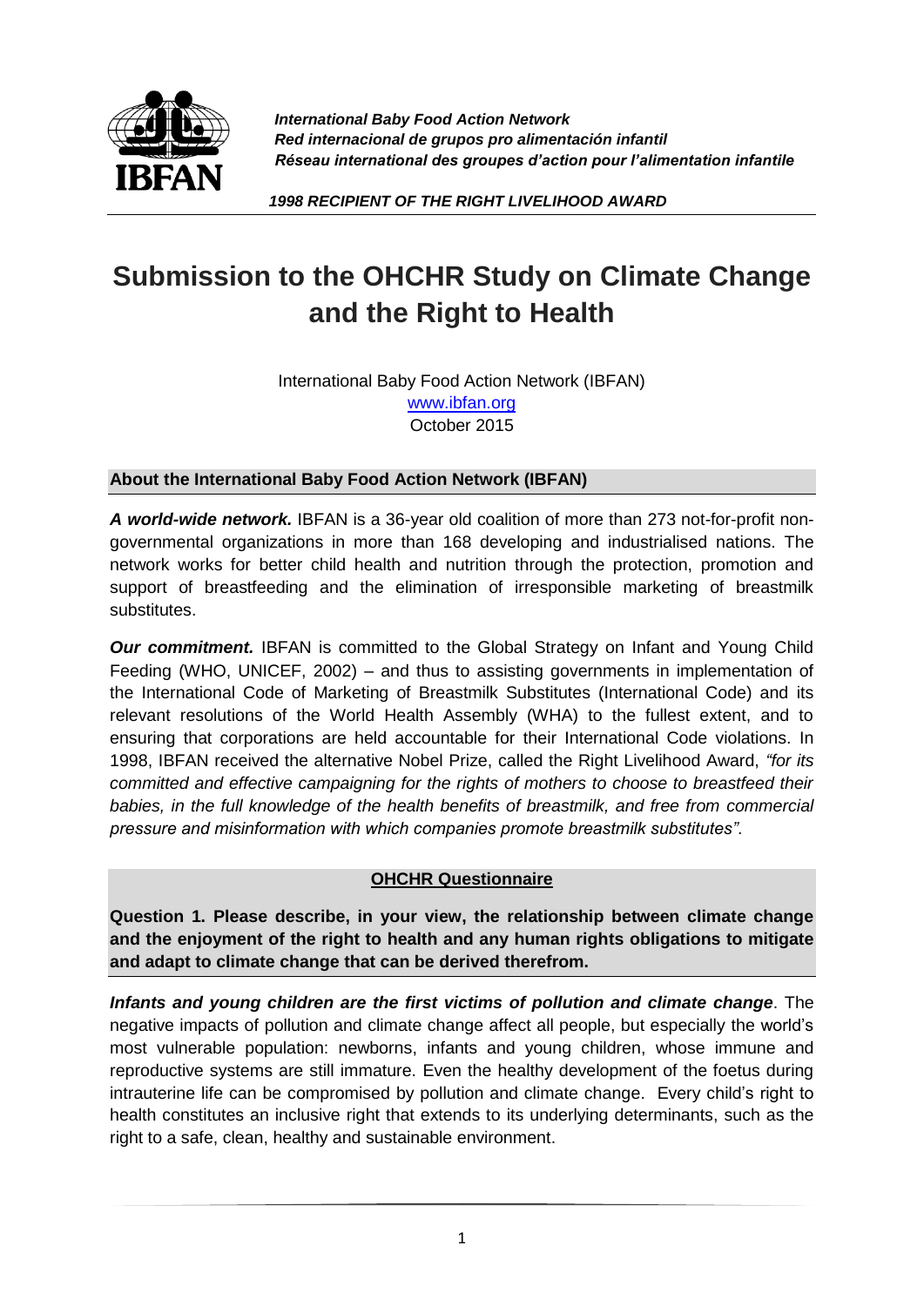*International Baby Food Action Network*
*Red internacional de grupos pro alimentación infantil*
*Réseau international des groupes d'action pour l'alimentation infantile*

***1998 RECIPIENT OF THE RIGHT LIVELIHOOD AWARD***

# Submission to the OHCHR Study on Climate Change and the Right to Health

International Baby Food Action Network (IBFAN)
www.ibfan.org
October 2015

## About the International Baby Food Action Network (IBFAN)

***A world-wide network.*** IBFAN is a 36-year old coalition of more than 273 not-for-profit non-governmental organizations in more than 168 developing and industrialised nations. The network works for better child health and nutrition through the protection, promotion and support of breastfeeding and the elimination of irresponsible marketing of breastmilk substitutes.

***Our commitment.*** IBFAN is committed to the Global Strategy on Infant and Young Child Feeding (WHO, UNICEF, 2002) – and thus to assisting governments in implementation of the International Code of Marketing of Breastmilk Substitutes (International Code) and its relevant resolutions of the World Health Assembly (WHA) to the fullest extent, and to ensuring that corporations are held accountable for their International Code violations. In 1998, IBFAN received the alternative Nobel Prize, called the Right Livelihood Award, *"for its committed and effective campaigning for the rights of mothers to choose to breastfeed their babies, in the full knowledge of the health benefits of breastmilk, and free from commercial pressure and misinformation with which companies promote breastmilk substitutes"*.

## OHCHR Questionnaire

**Question 1. Please describe, in your view, the relationship between climate change and the enjoyment of the right to health and any human rights obligations to mitigate and adapt to climate change that can be derived therefrom.**

***Infants and young children are the first victims of pollution and climate change***. The negative impacts of pollution and climate change affect all people, but especially the world's most vulnerable population: newborns, infants and young children, whose immune and reproductive systems are still immature. Even the healthy development of the foetus during intrauterine life can be compromised by pollution and climate change. Every child's right to health constitutes an inclusive right that extends to its underlying determinants, such as the right to a safe, clean, healthy and sustainable environment.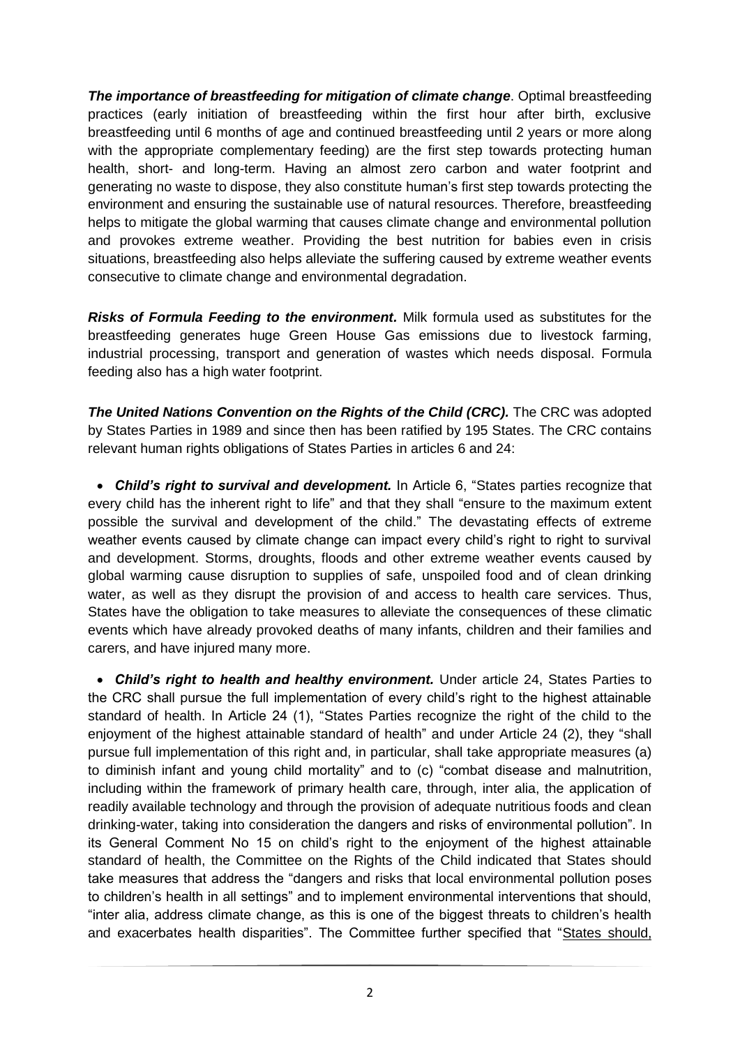***The importance of breastfeeding for mitigation of climate change***. Optimal breastfeeding practices (early initiation of breastfeeding within the first hour after birth, exclusive breastfeeding until 6 months of age and continued breastfeeding until 2 years or more along with the appropriate complementary feeding) are the first step towards protecting human health, short- and long-term. Having an almost zero carbon and water footprint and generating no waste to dispose, they also constitute human's first step towards protecting the environment and ensuring the sustainable use of natural resources. Therefore, breastfeeding helps to mitigate the global warming that causes climate change and environmental pollution and provokes extreme weather. Providing the best nutrition for babies even in crisis situations, breastfeeding also helps alleviate the suffering caused by extreme weather events consecutive to climate change and environmental degradation.

***Risks of Formula Feeding to the environment***. Milk formula used as substitutes for the breastfeeding generates huge Green House Gas emissions due to livestock farming, industrial processing, transport and generation of wastes which needs disposal. Formula feeding also has a high water footprint.

***The United Nations Convention on the Rights of the Child (CRC).*** The CRC was adopted by States Parties in 1989 and since then has been ratified by 195 States. The CRC contains relevant human rights obligations of States Parties in articles 6 and 24:

- ***Child's right to survival and development.*** In Article 6, "States parties recognize that every child has the inherent right to life" and that they shall "ensure to the maximum extent possible the survival and development of the child." The devastating effects of extreme weather events caused by climate change can impact every child's right to right to survival and development. Storms, droughts, floods and other extreme weather events caused by global warming cause disruption to supplies of safe, unspoiled food and of clean drinking water, as well as they disrupt the provision of and access to health care services. Thus, States have the obligation to take measures to alleviate the consequences of these climatic events which have already provoked deaths of many infants, children and their families and carers, and have injured many more.

- ***Child's right to health and healthy environment.*** Under article 24, States Parties to the CRC shall pursue the full implementation of every child's right to the highest attainable standard of health. In Article 24 (1), "States Parties recognize the right of the child to the enjoyment of the highest attainable standard of health" and under Article 24 (2), they "shall pursue full implementation of this right and, in particular, shall take appropriate measures (a) to diminish infant and young child mortality" and to (c) "combat disease and malnutrition, including within the framework of primary health care, through, inter alia, the application of readily available technology and through the provision of adequate nutritious foods and clean drinking-water, taking into consideration the dangers and risks of environmental pollution". In its General Comment No 15 on child's right to the enjoyment of the highest attainable standard of health, the Committee on the Rights of the Child indicated that States should take measures that address the "dangers and risks that local environmental pollution poses to children's health in all settings" and to implement environmental interventions that should, "inter alia, address climate change, as this is one of the biggest threats to children's health and exacerbates health disparities". The Committee further specified that "States should,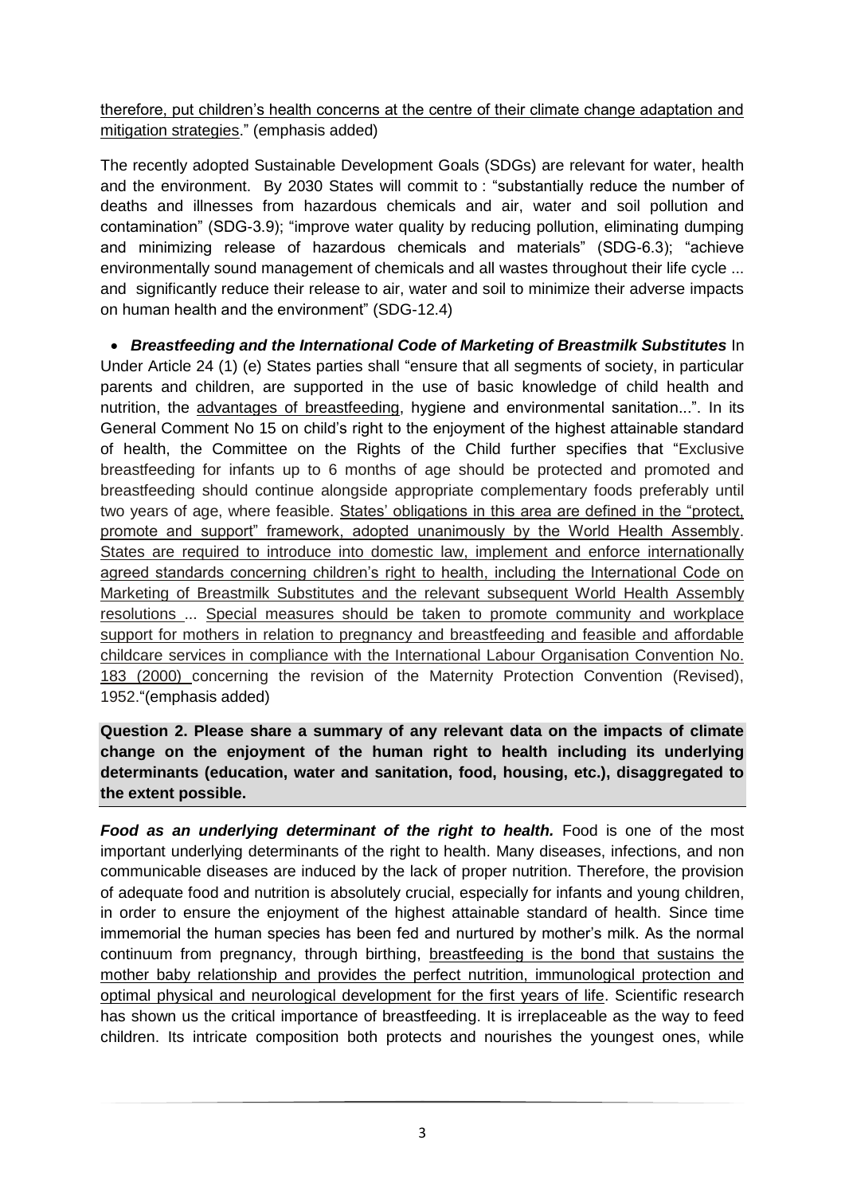therefore, put children's health concerns at the centre of their climate change adaptation and mitigation strategies." (emphasis added)

The recently adopted Sustainable Development Goals (SDGs) are relevant for water, health and the environment. By 2030 States will commit to : "substantially reduce the number of deaths and illnesses from hazardous chemicals and air, water and soil pollution and contamination" (SDG-3.9); "improve water quality by reducing pollution, eliminating dumping and minimizing release of hazardous chemicals and materials" (SDG-6.3); "achieve environmentally sound management of chemicals and all wastes throughout their life cycle ... and significantly reduce their release to air, water and soil to minimize their adverse impacts on human health and the environment" (SDG-12.4)

- ***Breastfeeding and the International Code of Marketing of Breastmilk Substitutes*** In Under Article 24 (1) (e) States parties shall "ensure that all segments of society, in particular parents and children, are supported in the use of basic knowledge of child health and nutrition, the advantages of breastfeeding, hygiene and environmental sanitation...". In its General Comment No 15 on child's right to the enjoyment of the highest attainable standard of health, the Committee on the Rights of the Child further specifies that "Exclusive breastfeeding for infants up to 6 months of age should be protected and promoted and breastfeeding should continue alongside appropriate complementary foods preferably until two years of age, where feasible. States' obligations in this area are defined in the "protect, promote and support" framework, adopted unanimously by the World Health Assembly. States are required to introduce into domestic law, implement and enforce internationally agreed standards concerning children's right to health, including the International Code on Marketing of Breastmilk Substitutes and the relevant subsequent World Health Assembly resolutions ... Special measures should be taken to promote community and workplace support for mothers in relation to pregnancy and breastfeeding and feasible and affordable childcare services in compliance with the International Labour Organisation Convention No. 183 (2000) concerning the revision of the Maternity Protection Convention (Revised), 1952."(emphasis added)

**Question 2. Please share a summary of any relevant data on the impacts of climate change on the enjoyment of the human right to health including its underlying determinants (education, water and sanitation, food, housing, etc.), disaggregated to the extent possible.**

***Food as an underlying determinant of the right to health.*** Food is one of the most important underlying determinants of the right to health. Many diseases, infections, and non communicable diseases are induced by the lack of proper nutrition. Therefore, the provision of adequate food and nutrition is absolutely crucial, especially for infants and young children, in order to ensure the enjoyment of the highest attainable standard of health. Since time immemorial the human species has been fed and nurtured by mother's milk. As the normal continuum from pregnancy, through birthing, breastfeeding is the bond that sustains the mother baby relationship and provides the perfect nutrition, immunological protection and optimal physical and neurological development for the first years of life. Scientific research has shown us the critical importance of breastfeeding. It is irreplaceable as the way to feed children. Its intricate composition both protects and nourishes the youngest ones, while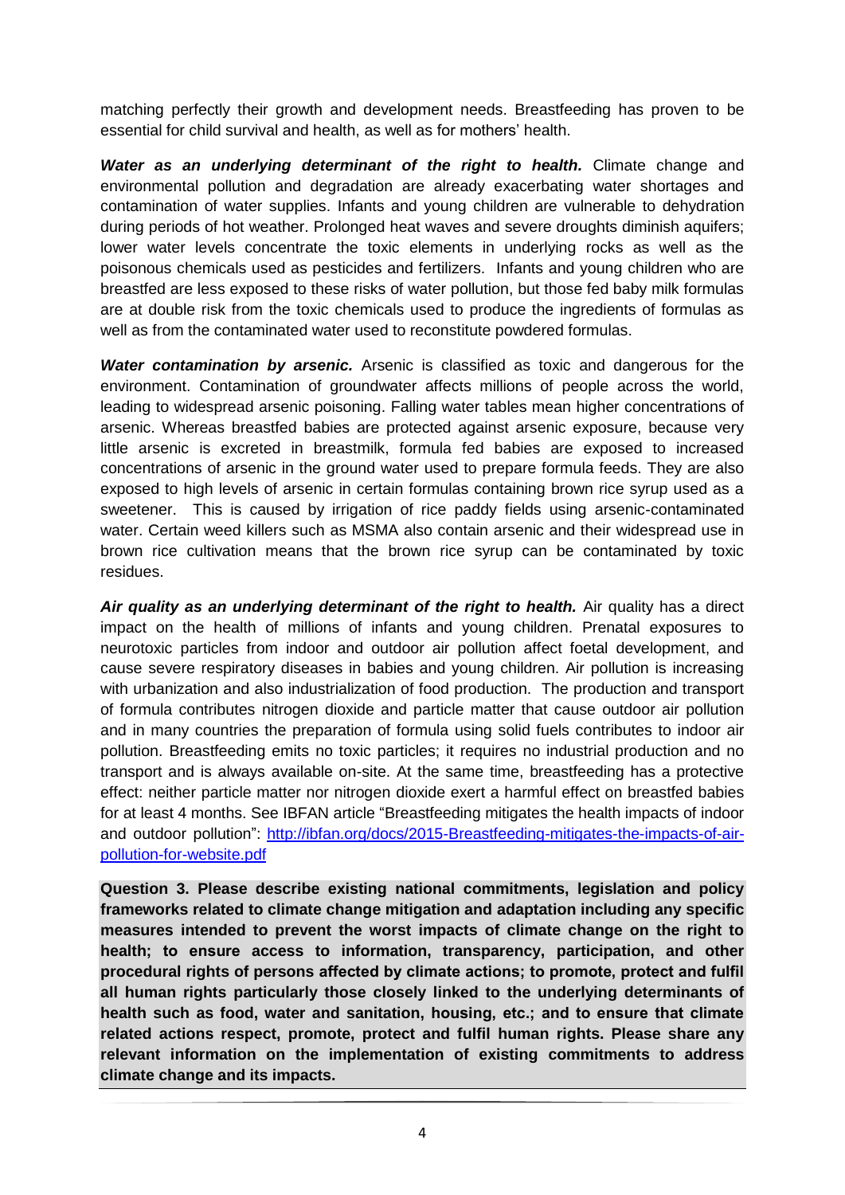matching perfectly their growth and development needs. Breastfeeding has proven to be essential for child survival and health, as well as for mothers' health.

***Water as an underlying determinant of the right to health.*** Climate change and environmental pollution and degradation are already exacerbating water shortages and contamination of water supplies. Infants and young children are vulnerable to dehydration during periods of hot weather. Prolonged heat waves and severe droughts diminish aquifers; lower water levels concentrate the toxic elements in underlying rocks as well as the poisonous chemicals used as pesticides and fertilizers. Infants and young children who are breastfed are less exposed to these risks of water pollution, but those fed baby milk formulas are at double risk from the toxic chemicals used to produce the ingredients of formulas as well as from the contaminated water used to reconstitute powdered formulas.

***Water contamination by arsenic.*** Arsenic is classified as toxic and dangerous for the environment. Contamination of groundwater affects millions of people across the world, leading to widespread arsenic poisoning. Falling water tables mean higher concentrations of arsenic. Whereas breastfed babies are protected against arsenic exposure, because very little arsenic is excreted in breastmilk, formula fed babies are exposed to increased concentrations of arsenic in the ground water used to prepare formula feeds. They are also exposed to high levels of arsenic in certain formulas containing brown rice syrup used as a sweetener. This is caused by irrigation of rice paddy fields using arsenic-contaminated water. Certain weed killers such as MSMA also contain arsenic and their widespread use in brown rice cultivation means that the brown rice syrup can be contaminated by toxic residues.

***Air quality as an underlying determinant of the right to health.*** Air quality has a direct impact on the health of millions of infants and young children. Prenatal exposures to neurotoxic particles from indoor and outdoor air pollution affect foetal development, and cause severe respiratory diseases in babies and young children. Air pollution is increasing with urbanization and also industrialization of food production. The production and transport of formula contributes nitrogen dioxide and particle matter that cause outdoor air pollution and in many countries the preparation of formula using solid fuels contributes to indoor air pollution. Breastfeeding emits no toxic particles; it requires no industrial production and no transport and is always available on-site. At the same time, breastfeeding has a protective effect: neither particle matter nor nitrogen dioxide exert a harmful effect on breastfed babies for at least 4 months. See IBFAN article "Breastfeeding mitigates the health impacts of indoor and outdoor pollution": http://ibfan.org/docs/2015-Breastfeeding-mitigates-the-impacts-of-air-pollution-for-website.pdf

**Question 3. Please describe existing national commitments, legislation and policy frameworks related to climate change mitigation and adaptation including any specific measures intended to prevent the worst impacts of climate change on the right to health; to ensure access to information, transparency, participation, and other procedural rights of persons affected by climate actions; to promote, protect and fulfil all human rights particularly those closely linked to the underlying determinants of health such as food, water and sanitation, housing, etc.; and to ensure that climate related actions respect, promote, protect and fulfil human rights. Please share any relevant information on the implementation of existing commitments to address climate change and its impacts.**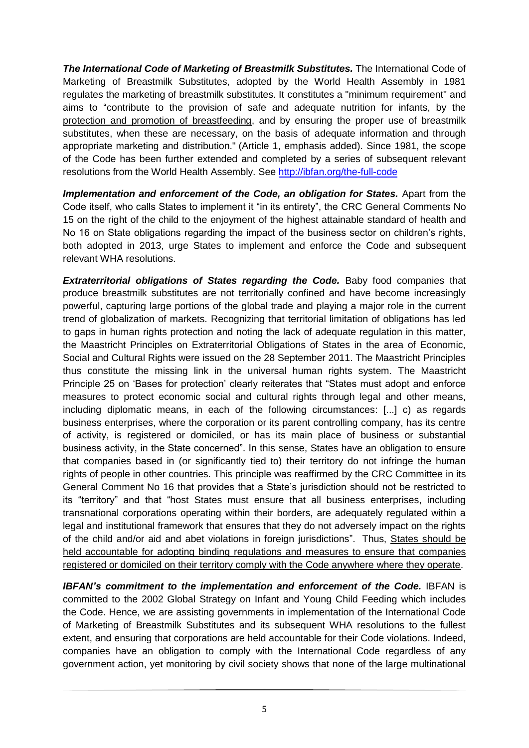***The International Code of Marketing of Breastmilk Substitutes.*** The International Code of Marketing of Breastmilk Substitutes, adopted by the World Health Assembly in 1981 regulates the marketing of breastmilk substitutes. It constitutes a "minimum requirement" and aims to "contribute to the provision of safe and adequate nutrition for infants, by the <u>protection and promotion of breastfeeding</u>, and by ensuring the proper use of breastmilk substitutes, when these are necessary, on the basis of adequate information and through appropriate marketing and distribution." (Article 1, emphasis added). Since 1981, the scope of the Code has been further extended and completed by a series of subsequent relevant resolutions from the World Health Assembly. See http://ibfan.org/the-full-code

***Implementation and enforcement of the Code, an obligation for States.*** Apart from the Code itself, who calls States to implement it "in its entirety", the CRC General Comments No 15 on the right of the child to the enjoyment of the highest attainable standard of health and No 16 on State obligations regarding the impact of the business sector on children's rights, both adopted in 2013, urge States to implement and enforce the Code and subsequent relevant WHA resolutions.

***Extraterritorial obligations of States regarding the Code.*** Baby food companies that produce breastmilk substitutes are not territorially confined and have become increasingly powerful, capturing large portions of the global trade and playing a major role in the current trend of globalization of markets. Recognizing that territorial limitation of obligations has led to gaps in human rights protection and noting the lack of adequate regulation in this matter, the Maastricht Principles on Extraterritorial Obligations of States in the area of Economic, Social and Cultural Rights were issued on the 28 September 2011. The Maastricht Principles thus constitute the missing link in the universal human rights system. The Maastricht Principle 25 on 'Bases for protection' clearly reiterates that "States must adopt and enforce measures to protect economic social and cultural rights through legal and other means, including diplomatic means, in each of the following circumstances: [...] c) as regards business enterprises, where the corporation or its parent controlling company, has its centre of activity, is registered or domiciled, or has its main place of business or substantial business activity, in the State concerned". In this sense, States have an obligation to ensure that companies based in (or significantly tied to) their territory do not infringe the human rights of people in other countries. This principle was reaffirmed by the CRC Committee in its General Comment No 16 that provides that a State's jurisdiction should not be restricted to its "territory" and that "host States must ensure that all business enterprises, including transnational corporations operating within their borders, are adequately regulated within a legal and institutional framework that ensures that they do not adversely impact on the rights of the child and/or aid and abet violations in foreign jurisdictions". Thus, <u>States should be held accountable for adopting binding regulations and measures to ensure that companies registered or domiciled on their territory comply with the Code anywhere where they operate</u>.

***IBFAN's commitment to the implementation and enforcement of the Code.*** IBFAN is committed to the 2002 Global Strategy on Infant and Young Child Feeding which includes the Code. Hence, we are assisting governments in implementation of the International Code of Marketing of Breastmilk Substitutes and its subsequent WHA resolutions to the fullest extent, and ensuring that corporations are held accountable for their Code violations. Indeed, companies have an obligation to comply with the International Code regardless of any government action, yet monitoring by civil society shows that none of the large multinational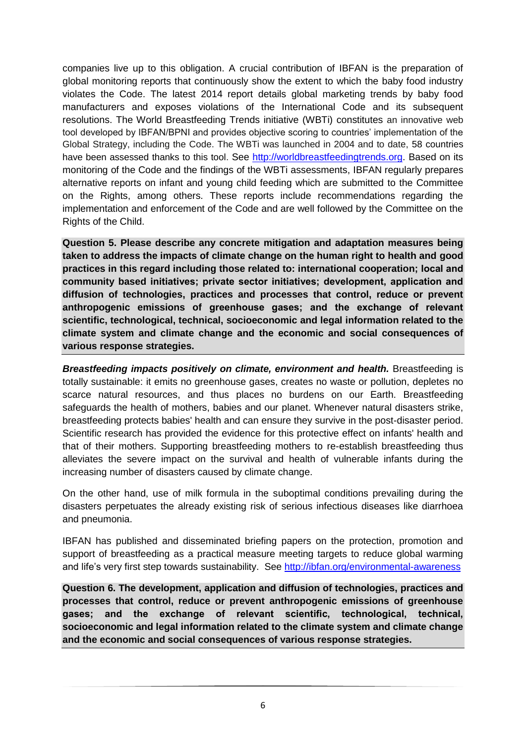companies live up to this obligation. A crucial contribution of IBFAN is the preparation of global monitoring reports that continuously show the extent to which the baby food industry violates the Code. The latest 2014 report details global marketing trends by baby food manufacturers and exposes violations of the International Code and its subsequent resolutions. The World Breastfeeding Trends initiative (WBTi) constitutes an innovative web tool developed by IBFAN/BPNI and provides objective scoring to countries' implementation of the Global Strategy, including the Code. The WBTi was launched in 2004 and to date, 58 countries have been assessed thanks to this tool. See [http://worldbreastfeedingtrends.org](http://worldbreastfeedingtrends.org). Based on its monitoring of the Code and the findings of the WBTi assessments, IBFAN regularly prepares alternative reports on infant and young child feeding which are submitted to the Committee on the Rights, among others. These reports include recommendations regarding the implementation and enforcement of the Code and are well followed by the Committee on the Rights of the Child.

**Question 5. Please describe any concrete mitigation and adaptation measures being taken to address the impacts of climate change on the human right to health and good practices in this regard including those related to: international cooperation; local and community based initiatives; private sector initiatives; development, application and diffusion of technologies, practices and processes that control, reduce or prevent anthropogenic emissions of greenhouse gases; and the exchange of relevant scientific, technological, technical, socioeconomic and legal information related to the climate system and climate change and the economic and social consequences of various response strategies.**

***Breastfeeding impacts positively on climate, environment and health.*** Breastfeeding is totally sustainable: it emits no greenhouse gases, creates no waste or pollution, depletes no scarce natural resources, and thus places no burdens on our Earth. Breastfeeding safeguards the health of mothers, babies and our planet. Whenever natural disasters strike, breastfeeding protects babies' health and can ensure they survive in the post-disaster period. Scientific research has provided the evidence for this protective effect on infants' health and that of their mothers. Supporting breastfeeding mothers to re-establish breastfeeding thus alleviates the severe impact on the survival and health of vulnerable infants during the increasing number of disasters caused by climate change.

On the other hand, use of milk formula in the suboptimal conditions prevailing during the disasters perpetuates the already existing risk of serious infectious diseases like diarrhoea and pneumonia.

IBFAN has published and disseminated briefing papers on the protection, promotion and support of breastfeeding as a practical measure meeting targets to reduce global warming and life's very first step towards sustainability. See [http://ibfan.org/environmental-awareness](http://ibfan.org/environmental-awareness)

**Question 6. The development, application and diffusion of technologies, practices and processes that control, reduce or prevent anthropogenic emissions of greenhouse gases; and the exchange of relevant scientific, technological, technical, socioeconomic and legal information related to the climate system and climate change and the economic and social consequences of various response strategies.**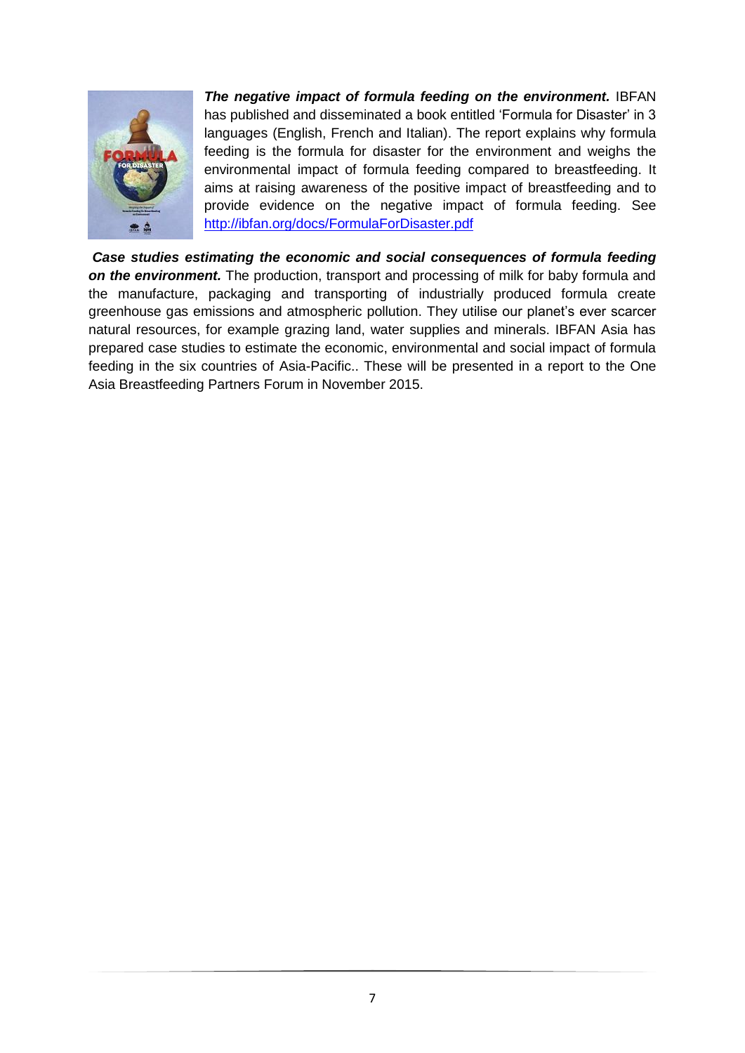***The negative impact of formula feeding on the environment.*** IBFAN has published and disseminated a book entitled 'Formula for Disaster' in 3 languages (English, French and Italian). The report explains why formula feeding is the formula for disaster for the environment and weighs the environmental impact of formula feeding compared to breastfeeding. It aims at raising awareness of the positive impact of breastfeeding and to provide evidence on the negative impact of formula feeding. See http://ibfan.org/docs/FormulaForDisaster.pdf

***Case studies estimating the economic and social consequences of formula feeding on the environment.*** The production, transport and processing of milk for baby formula and the manufacture, packaging and transporting of industrially produced formula create greenhouse gas emissions and atmospheric pollution. They utilise our planet's ever scarcer natural resources, for example grazing land, water supplies and minerals. IBFAN Asia has prepared case studies to estimate the economic, environmental and social impact of formula feeding in the six countries of Asia-Pacific.. These will be presented in a report to the One Asia Breastfeeding Partners Forum in November 2015.